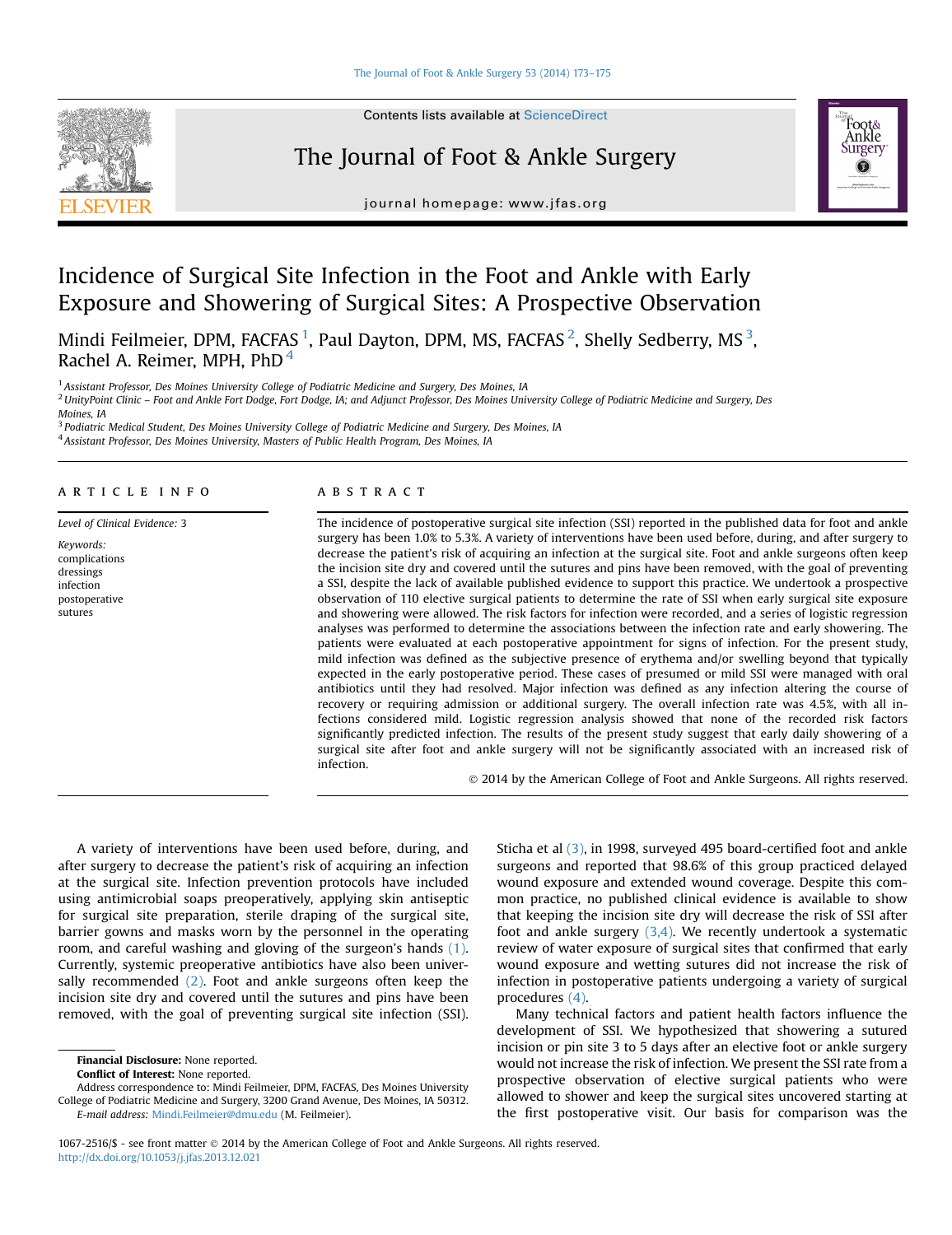# Incidence of Surgical Site Infection in the Foot and Ankle with Early Exposure and Showering of Surgical Sites: A Prospective Observation

Mindi Feilmeier, DPM, FACFAS [1], Paul Dayton, DPM, MS, FACFAS [2], Shelly Sedberry, MS [3], Rachel A. Reimer, MPH, PhD [4]

[1] Assistant Professor, Des Moines University College of Podiatric Medicine and Surgery, Des Moines, IA

[2] UnityPoint Clinic – Foot and Ankle Fort Dodge, Fort Dodge, IA; and Adjunct Professor, Des Moines University College of Podiatric Medicine and Surgery, Des Moines, IA

[3] Podiatric Medical Student, Des Moines University College of Podiatric Medicine and Surgery, Des Moines, IA

[4] Assistant Professor, Des Moines University, Masters of Public Health Program, Des Moines, IA

## ARTICLE INFO

*Level of Clinical Evidence:* 3

*Keywords:*
complications
dressings
infection
postoperative
sutures

## ABSTRACT

The incidence of postoperative surgical site infection (SSI) reported in the published data for foot and ankle surgery has been 1.0% to 5.3%. A variety of interventions have been used before, during, and after surgery to decrease the patient's risk of acquiring an infection at the surgical site. Foot and ankle surgeons often keep the incision site dry and covered until the sutures and pins have been removed, with the goal of preventing a SSI, despite the lack of available published evidence to support this practice. We undertook a prospective observation of 110 elective surgical patients to determine the rate of SSI when early surgical site exposure and showering were allowed. The risk factors for infection were recorded, and a series of logistic regression analyses was performed to determine the associations between the infection rate and early showering. The patients were evaluated at each postoperative appointment for signs of infection. For the present study, mild infection was defined as the subjective presence of erythema and/or swelling beyond that typically expected in the early postoperative period. These cases of presumed or mild SSI were managed with oral antibiotics until they had resolved. Major infection was defined as any infection altering the course of recovery or requiring admission or additional surgery. The overall infection rate was 4.5%, with all infections considered mild. Logistic regression analysis showed that none of the recorded risk factors significantly predicted infection. The results of the present study suggest that early daily showering of a surgical site after foot and ankle surgery will not be significantly associated with an increased risk of infection.

© 2014 by the American College of Foot and Ankle Surgeons. All rights reserved.

A variety of interventions have been used before, during, and after surgery to decrease the patient's risk of acquiring an infection at the surgical site. Infection prevention protocols have included using antimicrobial soaps preoperatively, applying skin antiseptic for surgical site preparation, sterile draping of the surgical site, barrier gowns and masks worn by the personnel in the operating room, and careful washing and gloving of the surgeon's hands (1). Currently, systemic preoperative antibiotics have also been universally recommended (2). Foot and ankle surgeons often keep the incision site dry and covered until the sutures and pins have been removed, with the goal of preventing surgical site infection (SSI). Sticha et al (3), in 1998, surveyed 495 board-certified foot and ankle surgeons and reported that 98.6% of this group practiced delayed wound exposure and extended wound coverage. Despite this common practice, no published clinical evidence is available to show that keeping the incision site dry will decrease the risk of SSI after foot and ankle surgery (3,4). We recently undertook a systematic review of water exposure of surgical sites that confirmed that early wound exposure and wetting sutures did not increase the risk of infection in postoperative patients undergoing a variety of surgical procedures (4).

Many technical factors and patient health factors influence the development of SSI. We hypothesized that showering a sutured incision or pin site 3 to 5 days after an elective foot or ankle surgery would not increase the risk of infection. We present the SSI rate from a prospective observation of elective surgical patients who were allowed to shower and keep the surgical sites uncovered starting at the first postoperative visit. Our basis for comparison was the

**Financial Disclosure:** None reported.

**Conflict of Interest:** None reported.

Address correspondence to: Mindi Feilmeier, DPM, FACFAS, Des Moines University College of Podiatric Medicine and Surgery, 3200 Grand Avenue, Des Moines, IA 50312.

*E-mail address:* Mindi.Feilmeier@dmu.edu (M. Feilmeier).

1067-2516/$ - see front matter © 2014 by the American College of Foot and Ankle Surgeons. All rights reserved.
http://dx.doi.org/10.1053/j.jfas.2013.12.021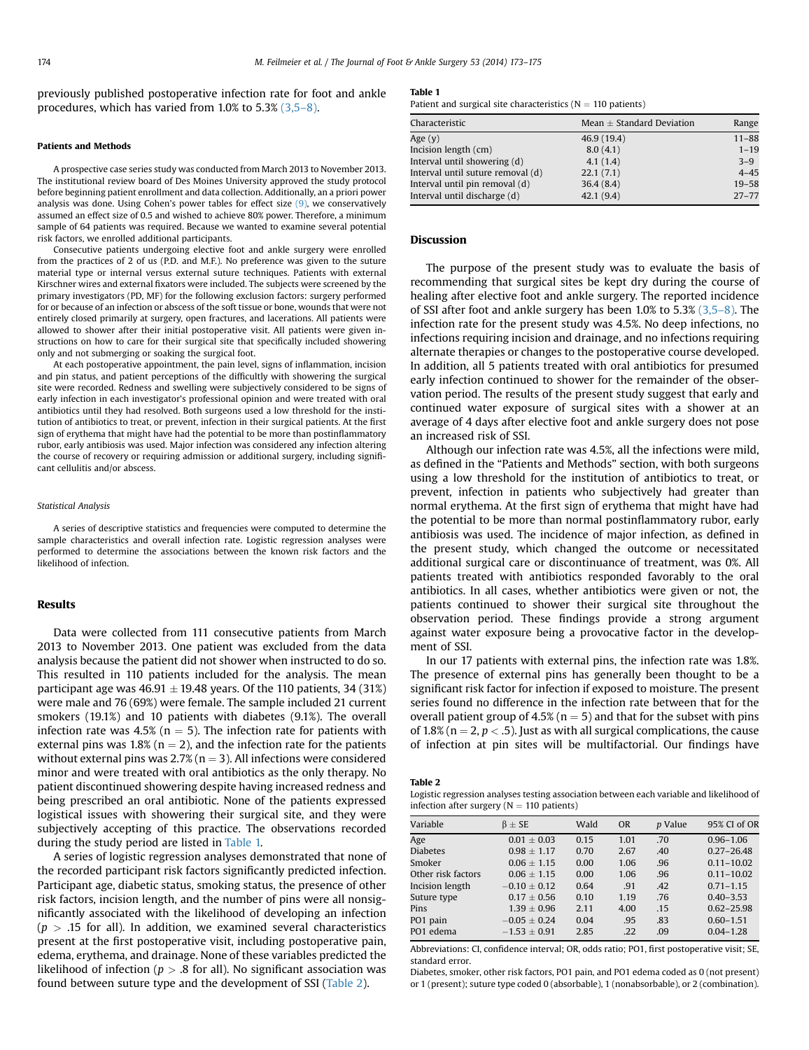previously published postoperative infection rate for foot and ankle procedures, which has varied from 1.0% to 5.3% (3,5–8).

#### Patients and Methods

A prospective case series study was conducted from March 2013 to November 2013. The institutional review board of Des Moines University approved the study protocol before beginning patient enrollment and data collection. Additionally, an a priori power analysis was done. Using Cohen's power tables for effect size (9), we conservatively assumed an effect size of 0.5 and wished to achieve 80% power. Therefore, a minimum sample of 64 patients was required. Because we wanted to examine several potential risk factors, we enrolled additional participants.

Consecutive patients undergoing elective foot and ankle surgery were enrolled from the practices of 2 of us (P.D. and M.F.). No preference was given to the suture material type or internal versus external suture techniques. Patients with external Kirschner wires and external fixators were included. The subjects were screened by the primary investigators (PD, MF) for the following exclusion factors: surgery performed for or because of an infection or abscess of the soft tissue or bone, wounds that were not entirely closed primarily at surgery, open fractures, and lacerations. All patients were allowed to shower after their initial postoperative visit. All patients were given instructions on how to care for their surgical site that specifically included showering only and not submerging or soaking the surgical foot.

At each postoperative appointment, the pain level, signs of inflammation, incision and pin status, and patient perceptions of the difficultly with showering the surgical site were recorded. Redness and swelling were subjectively considered to be signs of early infection in each investigator's professional opinion and were treated with oral antibiotics until they had resolved. Both surgeons used a low threshold for the institution of antibiotics to treat, or prevent, infection in their surgical patients. At the first sign of erythema that might have had the potential to be more than postinflammatory rubor, early antibiosis was used. Major infection was considered any infection altering the course of recovery or requiring admission or additional surgery, including significant cellulitis and/or abscess.

##### Statistical Analysis

A series of descriptive statistics and frequencies were computed to determine the sample characteristics and overall infection rate. Logistic regression analyses were performed to determine the associations between the known risk factors and the likelihood of infection.

## Results

Data were collected from 111 consecutive patients from March 2013 to November 2013. One patient was excluded from the data analysis because the patient did not shower when instructed to do so. This resulted in 110 patients included for the analysis. The mean participant age was 46.91 ± 19.48 years. Of the 110 patients, 34 (31%) were male and 76 (69%) were female. The sample included 21 current smokers (19.1%) and 10 patients with diabetes (9.1%). The overall infection rate was 4.5% ($n = 5$). The infection rate for patients with external pins was 1.8% ($n = 2$), and the infection rate for the patients without external pins was 2.7% ($n = 3$). All infections were considered minor and were treated with oral antibiotics as the only therapy. No patient discontinued showering despite having increased redness and being prescribed an oral antibiotic. None of the patients expressed logistical issues with showering their surgical site, and they were subjectively accepting of this practice. The observations recorded during the study period are listed in Table 1.

A series of logistic regression analyses demonstrated that none of the recorded participant risk factors significantly predicted infection. Participant age, diabetic status, smoking status, the presence of other risk factors, incision length, and the number of pins were all nonsignificantly associated with the likelihood of developing an infection ($p > .15$ for all). In addition, we examined several characteristics present at the first postoperative visit, including postoperative pain, edema, erythema, and drainage. None of these variables predicted the likelihood of infection ($p > .8$ for all). No significant association was found between suture type and the development of SSI (Table 2).

**Table 1**
Patient and surgical site characteristics ($N = 110$ patients)

| Characteristic | Mean ± Standard Deviation | Range |
|---|---|---|
| Age (y) | 46.9 (19.4) | 11–88 |
| Incision length (cm) | 8.0 (4.1) | 1–19 |
| Interval until showering (d) | 4.1 (1.4) | 3–9 |
| Interval until suture removal (d) | 22.1 (7.1) | 4–45 |
| Interval until pin removal (d) | 36.4 (8.4) | 19–58 |
| Interval until discharge (d) | 42.1 (9.4) | 27–77 |

## Discussion

The purpose of the present study was to evaluate the basis of recommending that surgical sites be kept dry during the course of healing after elective foot and ankle surgery. The reported incidence of SSI after foot and ankle surgery has been 1.0% to 5.3% (3,5–8). The infection rate for the present study was 4.5%. No deep infections, no infections requiring incision and drainage, and no infections requiring alternate therapies or changes to the postoperative course developed. In addition, all 5 patients treated with oral antibiotics for presumed early infection continued to shower for the remainder of the observation period. The results of the present study suggest that early and continued water exposure of surgical sites with a shower at an average of 4 days after elective foot and ankle surgery does not pose an increased risk of SSI.

Although our infection rate was 4.5%, all the infections were mild, as defined in the "Patients and Methods" section, with both surgeons using a low threshold for the institution of antibiotics to treat, or prevent, infection in patients who subjectively had greater than normal erythema. At the first sign of erythema that might have had the potential to be more than normal postinflammatory rubor, early antibiosis was used. The incidence of major infection, as defined in the present study, which changed the outcome or necessitated additional surgical care or discontinuance of treatment, was 0%. All patients treated with antibiotics responded favorably to the oral antibiotics. In all cases, whether antibiotics were given or not, the patients continued to shower their surgical site throughout the observation period. These findings provide a strong argument against water exposure being a provocative factor in the development of SSI.

In our 17 patients with external pins, the infection rate was 1.8%. The presence of external pins has generally been thought to be a significant risk factor for infection if exposed to moisture. The present series found no difference in the infection rate between that for the overall patient group of 4.5% ($n = 5$) and that for the subset with pins of 1.8% ($n = 2$, $p < .5$). Just as with all surgical complications, the cause of infection at pin sites will be multifactorial. Our findings have

**Table 2**
Logistic regression analyses testing association between each variable and likelihood of infection after surgery ($N = 110$ patients)

| Variable | β ± SE | Wald | OR | *p* Value | 95% CI of OR |
|---|---|---|---|---|---|
| Age | 0.01 ± 0.03 | 0.15 | 1.01 | .70 | 0.96–1.06 |
| Diabetes | 0.98 ± 1.17 | 0.70 | 2.67 | .40 | 0.27–26.48 |
| Smoker | 0.06 ± 1.15 | 0.00 | 1.06 | .96 | 0.11–10.02 |
| Other risk factors | 0.06 ± 1.15 | 0.00 | 1.06 | .96 | 0.11–10.02 |
| Incision length | −0.10 ± 0.12 | 0.64 | .91 | .42 | 0.71–1.15 |
| Suture type | 0.17 ± 0.56 | 0.10 | 1.19 | .76 | 0.40–3.53 |
| Pins | 1.39 ± 0.96 | 2.11 | 4.00 | .15 | 0.62–25.98 |
| PO1 pain | −0.05 ± 0.24 | 0.04 | .95 | .83 | 0.60–1.51 |
| PO1 edema | −1.53 ± 0.91 | 2.85 | .22 | .09 | 0.04–1.28 |

Abbreviations: CI, confidence interval; OR, odds ratio; PO1, first postoperative visit; SE, standard error.
Diabetes, smoker, other risk factors, PO1 pain, and PO1 edema coded as 0 (not present) or 1 (present); suture type coded 0 (absorbable), 1 (nonabsorbable), or 2 (combination).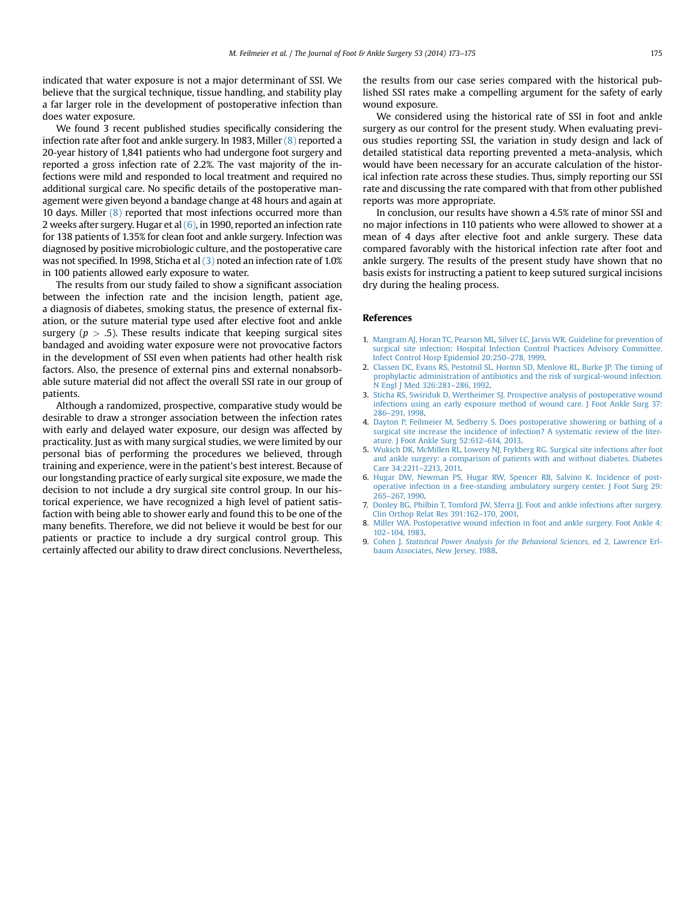indicated that water exposure is not a major determinant of SSI. We believe that the surgical technique, tissue handling, and stability play a far larger role in the development of postoperative infection than does water exposure.

We found 3 recent published studies specifically considering the infection rate after foot and ankle surgery. In 1983, Miller (8) reported a 20-year history of 1,841 patients who had undergone foot surgery and reported a gross infection rate of 2.2%. The vast majority of the infections were mild and responded to local treatment and required no additional surgical care. No specific details of the postoperative management were given beyond a bandage change at 48 hours and again at 10 days. Miller (8) reported that most infections occurred more than 2 weeks after surgery. Hugar et al (6), in 1990, reported an infection rate for 138 patients of 1.35% for clean foot and ankle surgery. Infection was diagnosed by positive microbiologic culture, and the postoperative care was not specified. In 1998, Sticha et al (3) noted an infection rate of 1.0% in 100 patients allowed early exposure to water.

The results from our study failed to show a significant association between the infection rate and the incision length, patient age, a diagnosis of diabetes, smoking status, the presence of external fixation, or the suture material type used after elective foot and ankle surgery ($p > .5$). These results indicate that keeping surgical sites bandaged and avoiding water exposure were not provocative factors in the development of SSI even when patients had other health risk factors. Also, the presence of external pins and external nonabsorbable suture material did not affect the overall SSI rate in our group of patients.

Although a randomized, prospective, comparative study would be desirable to draw a stronger association between the infection rates with early and delayed water exposure, our design was affected by practicality. Just as with many surgical studies, we were limited by our personal bias of performing the procedures we believed, through training and experience, were in the patient's best interest. Because of our longstanding practice of early surgical site exposure, we made the decision to not include a dry surgical site control group. In our historical experience, we have recognized a high level of patient satisfaction with being able to shower early and found this to be one of the many benefits. Therefore, we did not believe it would be best for our patients or practice to include a dry surgical control group. This certainly affected our ability to draw direct conclusions. Nevertheless, the results from our case series compared with the historical published SSI rates make a compelling argument for the safety of early wound exposure.

We considered using the historical rate of SSI in foot and ankle surgery as our control for the present study. When evaluating previous studies reporting SSI, the variation in study design and lack of detailed statistical data reporting prevented a meta-analysis, which would have been necessary for an accurate calculation of the historical infection rate across these studies. Thus, simply reporting our SSI rate and discussing the rate compared with that from other published reports was more appropriate.

In conclusion, our results have shown a 4.5% rate of minor SSI and no major infections in 110 patients who were allowed to shower at a mean of 4 days after elective foot and ankle surgery. These data compared favorably with the historical infection rate after foot and ankle surgery. The results of the present study have shown that no basis exists for instructing a patient to keep sutured surgical incisions dry during the healing process.

## References

1. Mangram AJ, Horan TC, Pearson ML, Silver LC, Jarvis WR. Guideline for prevention of surgical site infection: Hospital Infection Control Practices Advisory Committee. Infect Control Hosp Epidemiol 20:250–278, 1999.
2. Classen DC, Evans RS, Pestotnil SL, Hormn SD, Menlove RL, Burke JP. The timing of prophylactic administration of antibiotics and the risk of surgical-wound infection. N Engl J Med 326:281–286, 1992.
3. Sticha RS, Swiriduk D, Wertheimer SJ. Prospective analysis of postoperative wound infections using an early exposure method of wound care. J Foot Ankle Surg 37: 286–291, 1998.
4. Dayton P, Feilmeier M, Sedberry S. Does postoperative showering or bathing of a surgical site increase the incidence of infection? A systematic review of the literature. J Foot Ankle Surg 52:612–614, 2013.
5. Wukich DK, McMillen RL, Lowery NJ, Frykberg RG. Surgical site infections after foot and ankle surgery: a comparison of patients with and without diabetes. Diabetes Care 34:2211–2213, 2011.
6. Hugar DW, Newman PS, Hugar RW, Spencer RB, Salvino K. Incidence of postoperative infection in a free-standing ambulatory surgery center. J Foot Surg 29: 265–267, 1990.
7. Donley BG, Philbin T, Tomford JW, Sferra JJ. Foot and ankle infections after surgery. Clin Orthop Relat Res 391:162–170, 2001.
8. Miller WA. Postoperative wound infection in foot and ankle surgery. Foot Ankle 4: 102–104, 1983.
9. Cohen J. *Statistical Power Analysis for the Behavioral Sciences*, ed 2, Lawrence Erlbaum Associates, New Jersey, 1988.